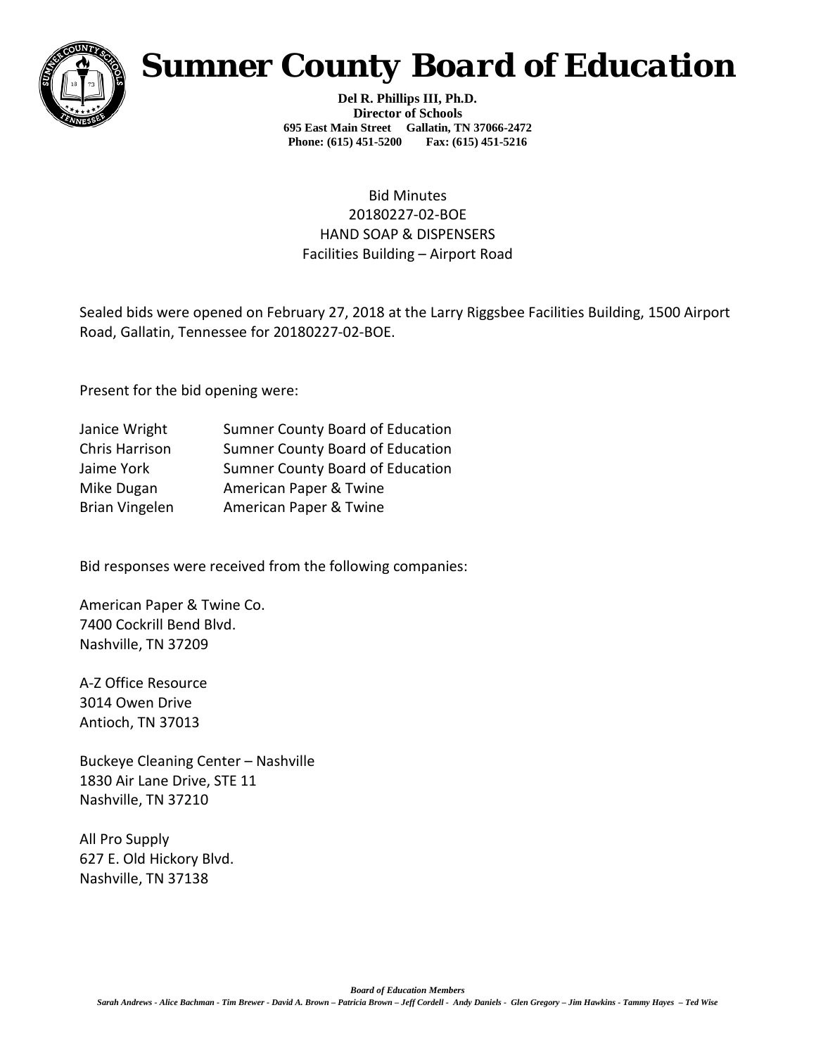# Sumner County Board of Education

**Del R. Phillips III, Ph.D.**
**Director of Schools**
**695 East Main Street Gallatin, TN 37066-2472**
**Phone: (615) 451-5200 Fax: (615) 451-5216**

Bid Minutes
20180227-02-BOE
HAND SOAP & DISPENSERS
Facilities Building – Airport Road

Sealed bids were opened on February 27, 2018 at the Larry Riggsbee Facilities Building, 1500 Airport Road, Gallatin, Tennessee for 20180227-02-BOE.

Present for the bid opening were:

| | |
|---|---|
| Janice Wright | Sumner County Board of Education |
| Chris Harrison | Sumner County Board of Education |
| Jaime York | Sumner County Board of Education |
| Mike Dugan | American Paper & Twine |
| Brian Vingelen | American Paper & Twine |

Bid responses were received from the following companies:

American Paper & Twine Co.
7400 Cockrill Bend Blvd.
Nashville, TN 37209

A-Z Office Resource
3014 Owen Drive
Antioch, TN 37013

Buckeye Cleaning Center – Nashville
1830 Air Lane Drive, STE 11
Nashville, TN 37210

All Pro Supply
627 E. Old Hickory Blvd.
Nashville, TN 37138

***Board of Education Members***
*Sarah Andrews - Alice Bachman - Tim Brewer - David A. Brown – Patricia Brown – Jeff Cordell - Andy Daniels - Glen Gregory – Jim Hawkins - Tammy Hayes – Ted Wise*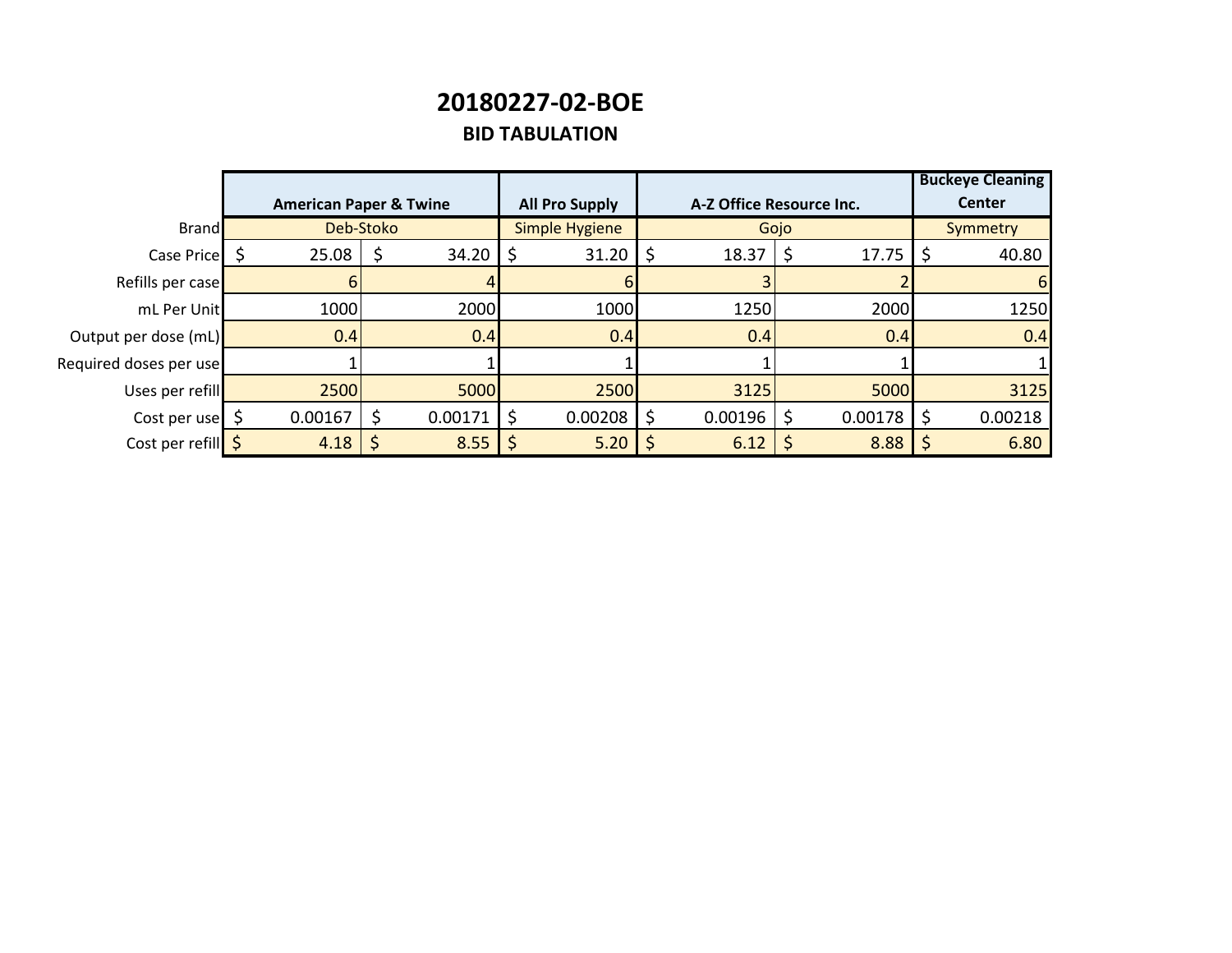# 20180227-02-BOE

## BID TABULATION

| | American Paper & Twine | | All Pro Supply | A-Z Office Resource Inc. | | Buckeye Cleaning Center |
|---|---|---|---|---|---|---|
| Brand | Deb-Stoko | | Simple Hygiene | Gojo | | Symmetry |
| Case Price | $ 25.08 | $ 34.20 | $ 31.20 | $ 18.37 | $ 17.75 | $ 40.80 |
| Refills per case | 6 | 4 | 6 | 3 | 2 | 6 |
| mL Per Unit | 1000 | 2000 | 1000 | 1250 | 2000 | 1250 |
| Output per dose (mL) | 0.4 | 0.4 | 0.4 | 0.4 | 0.4 | 0.4 |
| Required doses per use | 1 | 1 | 1 | 1 | 1 | 1 |
| Uses per refill | 2500 | 5000 | 2500 | 3125 | 5000 | 3125 |
| Cost per use | $ 0.00167 | $ 0.00171 | $ 0.00208 | $ 0.00196 | $ 0.00178 | $ 0.00218 |
| Cost per refill | $ 4.18 | $ 8.55 | $ 5.20 | $ 6.12 | $ 8.88 | $ 6.80 |